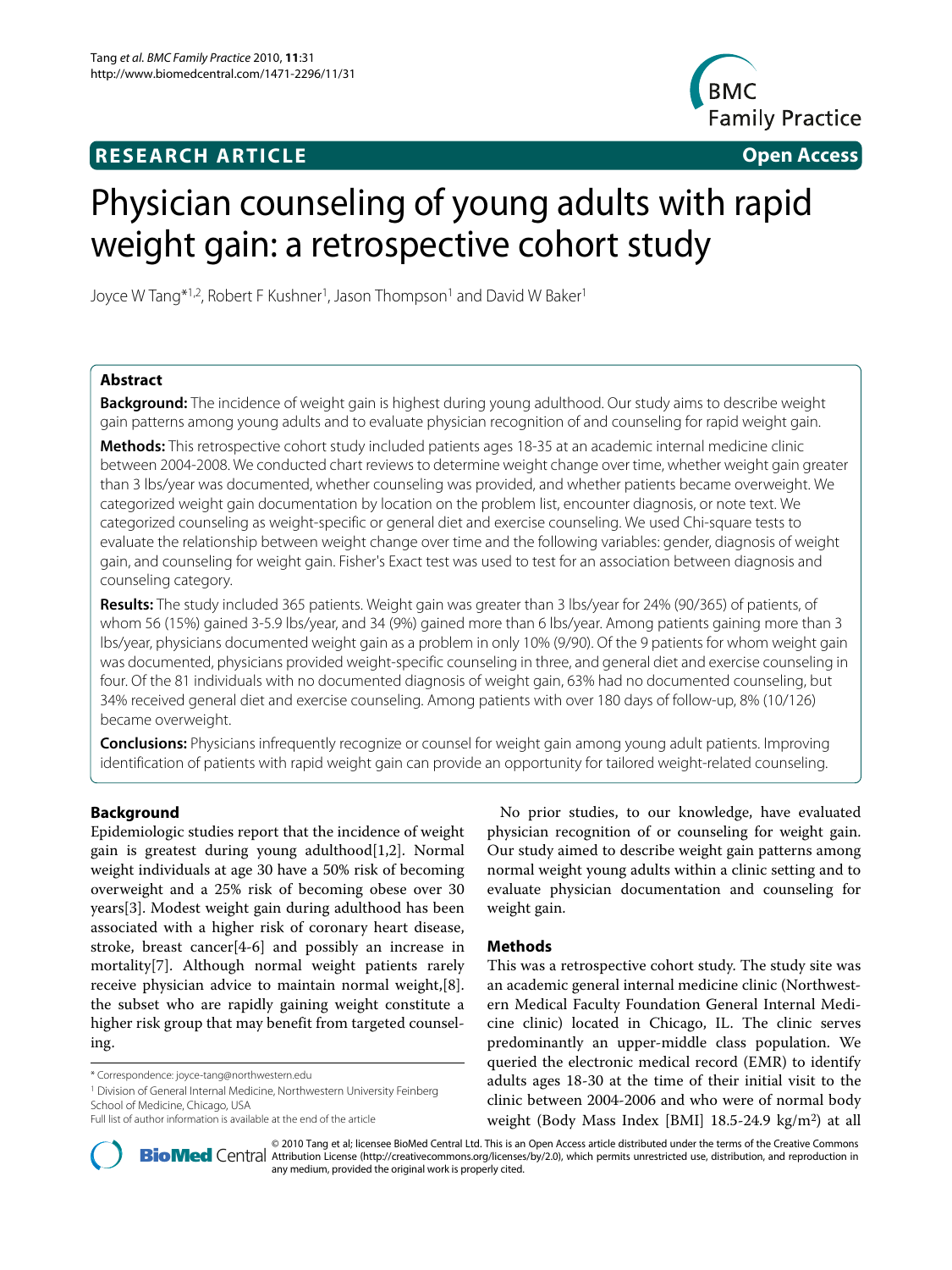**RESEARCH ARTICLE** **Open Access**

# Physician counseling of young adults with rapid weight gain: a retrospective cohort study

Joyce W Tang*[1,2], Robert F Kushner[1], Jason Thompson[1] and David W Baker[1]

## Abstract

**Background:** The incidence of weight gain is highest during young adulthood. Our study aims to describe weight gain patterns among young adults and to evaluate physician recognition of and counseling for rapid weight gain.

**Methods:** This retrospective cohort study included patients ages 18-35 at an academic internal medicine clinic between 2004-2008. We conducted chart reviews to determine weight change over time, whether weight gain greater than 3 lbs/year was documented, whether counseling was provided, and whether patients became overweight. We categorized weight gain documentation by location on the problem list, encounter diagnosis, or note text. We categorized counseling as weight-specific or general diet and exercise counseling. We used Chi-square tests to evaluate the relationship between weight change over time and the following variables: gender, diagnosis of weight gain, and counseling for weight gain. Fisher's Exact test was used to test for an association between diagnosis and counseling category.

**Results:** The study included 365 patients. Weight gain was greater than 3 lbs/year for 24% (90/365) of patients, of whom 56 (15%) gained 3-5.9 lbs/year, and 34 (9%) gained more than 6 lbs/year. Among patients gaining more than 3 lbs/year, physicians documented weight gain as a problem in only 10% (9/90). Of the 9 patients for whom weight gain was documented, physicians provided weight-specific counseling in three, and general diet and exercise counseling in four. Of the 81 individuals with no documented diagnosis of weight gain, 63% had no documented counseling, but 34% received general diet and exercise counseling. Among patients with over 180 days of follow-up, 8% (10/126) became overweight.

**Conclusions:** Physicians infrequently recognize or counsel for weight gain among young adult patients. Improving identification of patients with rapid weight gain can provide an opportunity for tailored weight-related counseling.

## Background

Epidemiologic studies report that the incidence of weight gain is greatest during young adulthood[1,2]. Normal weight individuals at age 30 have a 50% risk of becoming overweight and a 25% risk of becoming obese over 30 years[3]. Modest weight gain during adulthood has been associated with a higher risk of coronary heart disease, stroke, breast cancer[4-6] and possibly an increase in mortality[7]. Although normal weight patients rarely receive physician advice to maintain normal weight,[8]. the subset who are rapidly gaining weight constitute a higher risk group that may benefit from targeted counseling.

No prior studies, to our knowledge, have evaluated physician recognition of or counseling for weight gain. Our study aimed to describe weight gain patterns among normal weight young adults within a clinic setting and to evaluate physician documentation and counseling for weight gain.

## Methods

This was a retrospective cohort study. The study site was an academic general internal medicine clinic (Northwestern Medical Faculty Foundation General Internal Medicine clinic) located in Chicago, IL. The clinic serves predominantly an upper-middle class population. We queried the electronic medical record (EMR) to identify adults ages 18-30 at the time of their initial visit to the clinic between 2004-2006 and who were of normal body weight (Body Mass Index [BMI] 18.5-24.9 kg/m$^2$) at all

* Correspondence: joyce-tang@northwestern.edu

[1] Division of General Internal Medicine, Northwestern University Feinberg School of Medicine, Chicago, USA

Full list of author information is available at the end of the article

© 2010 Tang et al; licensee BioMed Central Ltd. This is an Open Access article distributed under the terms of the Creative Commons Attribution License (http://creativecommons.org/licenses/by/2.0), which permits unrestricted use, distribution, and reproduction in any medium, provided the original work is properly cited.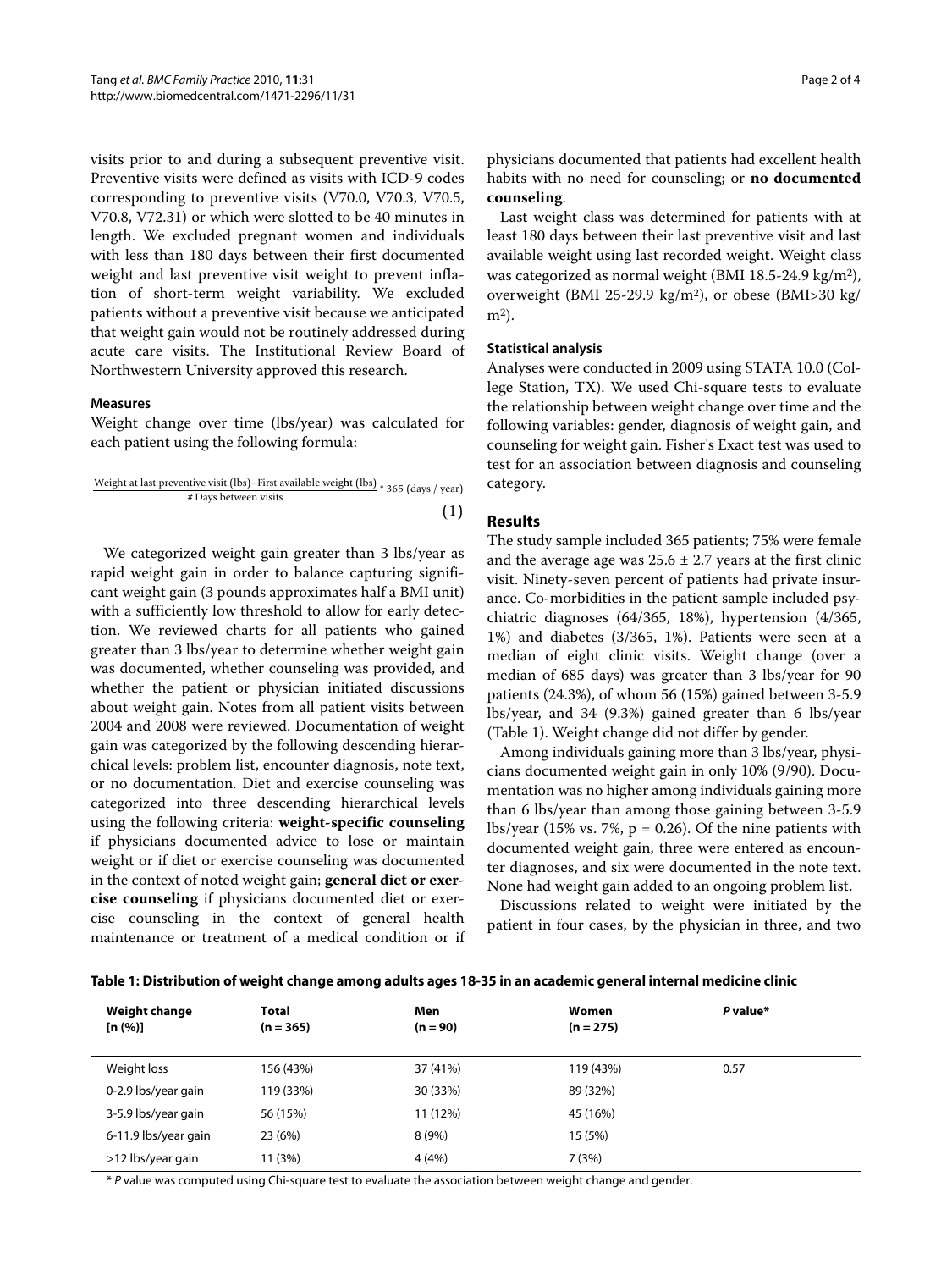visits prior to and during a subsequent preventive visit. Preventive visits were defined as visits with ICD-9 codes corresponding to preventive visits (V70.0, V70.3, V70.5, V70.8, V72.31) or which were slotted to be 40 minutes in length. We excluded pregnant women and individuals with less than 180 days between their first documented weight and last preventive visit weight to prevent inflation of short-term weight variability. We excluded patients without a preventive visit because we anticipated that weight gain would not be routinely addressed during acute care visits. The Institutional Review Board of Northwestern University approved this research.

### Measures

Weight change over time (lbs/year) was calculated for each patient using the following formula:

$$\frac{\text{Weight at last preventive visit (lbs)} - \text{First available weight (lbs)}}{\text{\# Days between visits}} * 365 \text{ (days / year)} \quad (1)$$

We categorized weight gain greater than 3 lbs/year as rapid weight gain in order to balance capturing significant weight gain (3 pounds approximates half a BMI unit) with a sufficiently low threshold to allow for early detection. We reviewed charts for all patients who gained greater than 3 lbs/year to determine whether weight gain was documented, whether counseling was provided, and whether the patient or physician initiated discussions about weight gain. Notes from all patient visits between 2004 and 2008 were reviewed. Documentation of weight gain was categorized by the following descending hierarchical levels: problem list, encounter diagnosis, note text, or no documentation. Diet and exercise counseling was categorized into three descending hierarchical levels using the following criteria: **weight-specific counseling** if physicians documented advice to lose or maintain weight or if diet or exercise counseling was documented in the context of noted weight gain; **general diet or exercise counseling** if physicians documented diet or exercise counseling in the context of general health maintenance or treatment of a medical condition or if physicians documented that patients had excellent health habits with no need for counseling; or **no documented counseling**.

Last weight class was determined for patients with at least 180 days between their last preventive visit and last available weight using last recorded weight. Weight class was categorized as normal weight (BMI 18.5-24.9 kg/m$^2$), overweight (BMI 25-29.9 kg/m$^2$), or obese (BMI>30 kg/m$^2$).

### Statistical analysis

Analyses were conducted in 2009 using STATA 10.0 (College Station, TX). We used Chi-square tests to evaluate the relationship between weight change over time and the following variables: gender, diagnosis of weight gain, and counseling for weight gain. Fisher's Exact test was used to test for an association between diagnosis and counseling category.

## Results

The study sample included 365 patients; 75% were female and the average age was 25.6 ± 2.7 years at the first clinic visit. Ninety-seven percent of patients had private insurance. Co-morbidities in the patient sample included psychiatric diagnoses (64/365, 18%), hypertension (4/365, 1%) and diabetes (3/365, 1%). Patients were seen at a median of eight clinic visits. Weight change (over a median of 685 days) was greater than 3 lbs/year for 90 patients (24.3%), of whom 56 (15%) gained between 3-5.9 lbs/year, and 34 (9.3%) gained greater than 6 lbs/year (Table 1). Weight change did not differ by gender.

Among individuals gaining more than 3 lbs/year, physicians documented weight gain in only 10% (9/90). Documentation was no higher among individuals gaining more than 6 lbs/year than among those gaining between 3-5.9 lbs/year (15% vs. 7%, $p = 0.26$). Of the nine patients with documented weight gain, three were entered as encounter diagnoses, and six were documented in the note text. None had weight gain added to an ongoing problem list.

Discussions related to weight were initiated by the patient in four cases, by the physician in three, and two

**Table 1: Distribution of weight change among adults ages 18-35 in an academic general internal medicine clinic**

| Weight change [n (%)] | Total (n = 365) | Men (n = 90) | Women (n = 275) | *P* value* |
|---|---|---|---|---|
| Weight loss | 156 (43%) | 37 (41%) | 119 (43%) | 0.57 |
| 0-2.9 lbs/year gain | 119 (33%) | 30 (33%) | 89 (32%) | |
| 3-5.9 lbs/year gain | 56 (15%) | 11 (12%) | 45 (16%) | |
| 6-11.9 lbs/year gain | 23 (6%) | 8 (9%) | 15 (5%) | |
| >12 lbs/year gain | 11 (3%) | 4 (4%) | 7 (3%) | |

\* *P* value was computed using Chi-square test to evaluate the association between weight change and gender.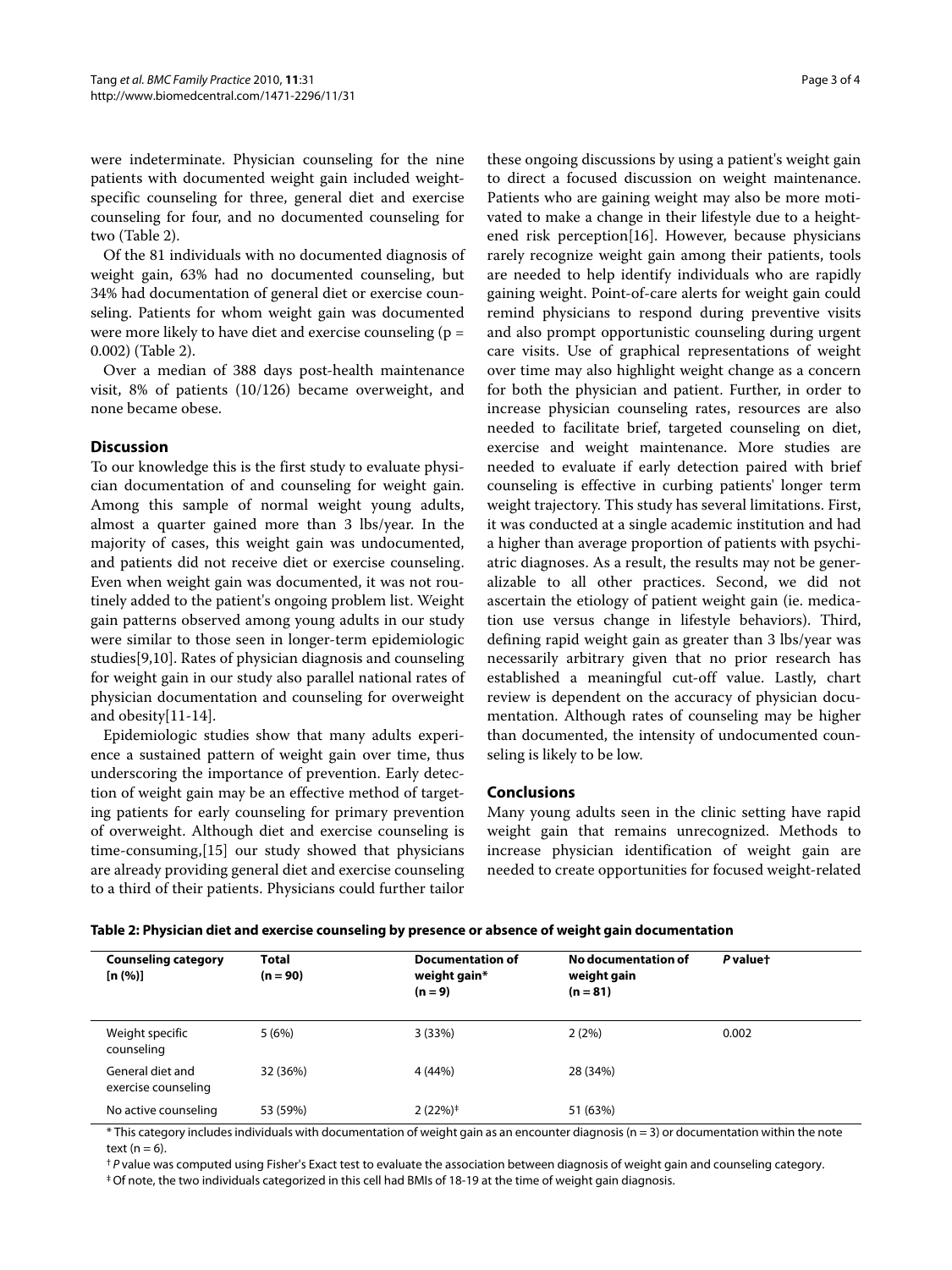were indeterminate. Physician counseling for the nine patients with documented weight gain included weight-specific counseling for three, general diet and exercise counseling for four, and no documented counseling for two (Table 2).

Of the 81 individuals with no documented diagnosis of weight gain, 63% had no documented counseling, but 34% had documentation of general diet or exercise counseling. Patients for whom weight gain was documented were more likely to have diet and exercise counseling ($p = 0.002$) (Table 2).

Over a median of 388 days post-health maintenance visit, 8% of patients (10/126) became overweight, and none became obese.

## Discussion

To our knowledge this is the first study to evaluate physician documentation of and counseling for weight gain. Among this sample of normal weight young adults, almost a quarter gained more than 3 lbs/year. In the majority of cases, this weight gain was undocumented, and patients did not receive diet or exercise counseling. Even when weight gain was documented, it was not routinely added to the patient's ongoing problem list. Weight gain patterns observed among young adults in our study were similar to those seen in longer-term epidemiologic studies[9,10]. Rates of physician diagnosis and counseling for weight gain in our study also parallel national rates of physician documentation and counseling for overweight and obesity[11-14].

Epidemiologic studies show that many adults experience a sustained pattern of weight gain over time, thus underscoring the importance of prevention. Early detection of weight gain may be an effective method of targeting patients for early counseling for primary prevention of overweight. Although diet and exercise counseling is time-consuming,[15] our study showed that physicians are already providing general diet and exercise counseling to a third of their patients. Physicians could further tailor these ongoing discussions by using a patient's weight gain to direct a focused discussion on weight maintenance. Patients who are gaining weight may also be more motivated to make a change in their lifestyle due to a heightened risk perception[16]. However, because physicians rarely recognize weight gain among their patients, tools are needed to help identify individuals who are rapidly gaining weight. Point-of-care alerts for weight gain could remind physicians to respond during preventive visits and also prompt opportunistic counseling during urgent care visits. Use of graphical representations of weight over time may also highlight weight change as a concern for both the physician and patient. Further, in order to increase physician counseling rates, resources are also needed to facilitate brief, targeted counseling on diet, exercise and weight maintenance. More studies are needed to evaluate if early detection paired with brief counseling is effective in curbing patients' longer term weight trajectory. This study has several limitations. First, it was conducted at a single academic institution and had a higher than average proportion of patients with psychiatric diagnoses. As a result, the results may not be generalizable to all other practices. Second, we did not ascertain the etiology of patient weight gain (ie. medication use versus change in lifestyle behaviors). Third, defining rapid weight gain as greater than 3 lbs/year was necessarily arbitrary given that no prior research has established a meaningful cut-off value. Lastly, chart review is dependent on the accuracy of physician documentation. Although rates of counseling may be higher than documented, the intensity of undocumented counseling is likely to be low.

## Conclusions

Many young adults seen in the clinic setting have rapid weight gain that remains unrecognized. Methods to increase physician identification of weight gain are needed to create opportunities for focused weight-related

**Table 2: Physician diet and exercise counseling by presence or absence of weight gain documentation**

| Counseling category [n (%)] | Total (n = 90) | Documentation of weight gain* (n = 9) | No documentation of weight gain (n = 81) | *P* value† |
|---|---|---|---|---|
| Weight specific counseling | 5 (6%) | 3 (33%) | 2 (2%) | 0.002 |
| General diet and exercise counseling | 32 (36%) | 4 (44%) | 28 (34%) | |
| No active counseling | 53 (59%) | 2 (22%)‡ | 51 (63%) | |

* This category includes individuals with documentation of weight gain as an encounter diagnosis (n = 3) or documentation within the note text (n = 6).

† *P* value was computed using Fisher's Exact test to evaluate the association between diagnosis of weight gain and counseling category.

‡ Of note, the two individuals categorized in this cell had BMIs of 18-19 at the time of weight gain diagnosis.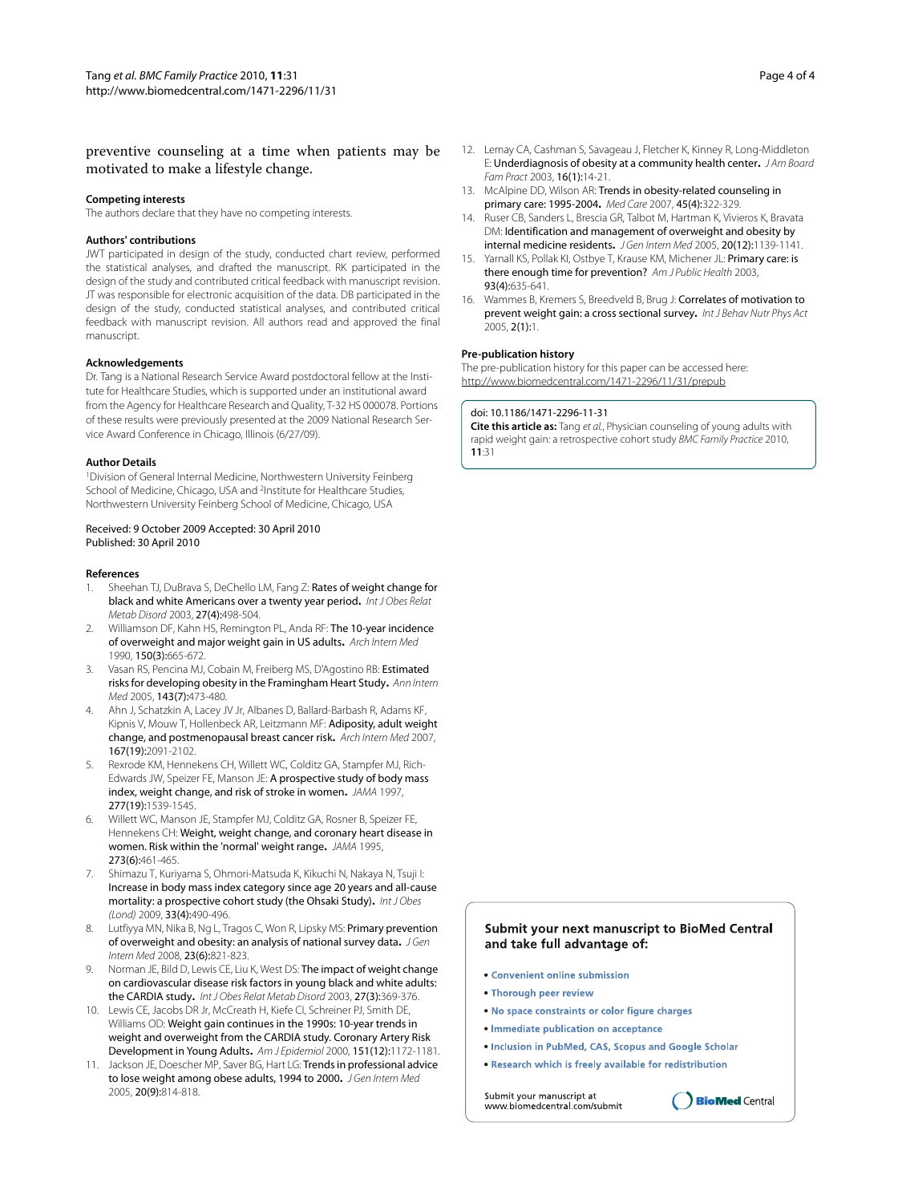preventive counseling at a time when patients may be motivated to make a lifestyle change.

### Competing interests

The authors declare that they have no competing interests.

### Authors' contributions

JWT participated in design of the study, conducted chart review, performed the statistical analyses, and drafted the manuscript. RK participated in the design of the study and contributed critical feedback with manuscript revision. JT was responsible for electronic acquisition of the data. DB participated in the design of the study, conducted statistical analyses, and contributed critical feedback with manuscript revision. All authors read and approved the final manuscript.

### Acknowledgements

Dr. Tang is a National Research Service Award postdoctoral fellow at the Institute for Healthcare Studies, which is supported under an institutional award from the Agency for Healthcare Research and Quality, T-32 HS 000078. Portions of these results were previously presented at the 2009 National Research Service Award Conference in Chicago, Illinois (6/27/09).

### Author Details

[1]Division of General Internal Medicine, Northwestern University Feinberg School of Medicine, Chicago, USA and [2]Institute for Healthcare Studies, Northwestern University Feinberg School of Medicine, Chicago, USA

Received: 9 October 2009 Accepted: 30 April 2010
Published: 30 April 2010

### References

1. Sheehan TJ, DuBrava S, DeChello LM, Fang Z: **Rates of weight change for black and white Americans over a twenty year period.** *Int J Obes Relat Metab Disord* 2003, **27(4)**:498-504.
2. Williamson DF, Kahn HS, Remington PL, Anda RF: **The 10-year incidence of overweight and major weight gain in US adults.** *Arch Intern Med* 1990, **150(3)**:665-672.
3. Vasan RS, Pencina MJ, Cobain M, Freiberg MS, D'Agostino RB: **Estimated risks for developing obesity in the Framingham Heart Study.** *Ann Intern Med* 2005, **143(7)**:473-480.
4. Ahn J, Schatzkin A, Lacey JV Jr, Albanes D, Ballard-Barbash R, Adams KF, Kipnis V, Mouw T, Hollenbeck AR, Leitzmann MF: **Adiposity, adult weight change, and postmenopausal breast cancer risk.** *Arch Intern Med* 2007, **167(19)**:2091-2102.
5. Rexrode KM, Hennekens CH, Willett WC, Colditz GA, Stampfer MJ, Rich-Edwards JW, Speizer FE, Manson JE: **A prospective study of body mass index, weight change, and risk of stroke in women.** *JAMA* 1997, **277(19)**:1539-1545.
6. Willett WC, Manson JE, Stampfer MJ, Colditz GA, Rosner B, Speizer FE, Hennekens CH: **Weight, weight change, and coronary heart disease in women. Risk within the 'normal' weight range.** *JAMA* 1995, **273(6)**:461-465.
7. Shimazu T, Kuriyama S, Ohmori-Matsuda K, Kikuchi N, Nakaya N, Tsuji I: **Increase in body mass index category since age 20 years and all-cause mortality: a prospective cohort study (the Ohsaki Study).** *Int J Obes (Lond)* 2009, **33(4)**:490-496.
8. Lutfiyya MN, Nika B, Ng L, Tragos C, Won R, Lipsky MS: **Primary prevention of overweight and obesity: an analysis of national survey data.** *J Gen Intern Med* 2008, **23(6)**:821-823.
9. Norman JE, Bild D, Lewis CE, Liu K, West DS: **The impact of weight change on cardiovascular disease risk factors in young black and white adults: the CARDIA study.** *Int J Obes Relat Metab Disord* 2003, **27(3)**:369-376.
10. Lewis CE, Jacobs DR Jr, McCreath H, Kiefe CI, Schreiner PJ, Smith DE, Williams OD: **Weight gain continues in the 1990s: 10-year trends in weight and overweight from the CARDIA study. Coronary Artery Risk Development in Young Adults.** *Am J Epidemiol* 2000, **151(12)**:1172-1181.
11. Jackson JE, Doescher MP, Saver BG, Hart LG: **Trends in professional advice to lose weight among obese adults, 1994 to 2000.** *J Gen Intern Med* 2005, **20(9)**:814-818.
12. Lemay CA, Cashman S, Savageau J, Fletcher K, Kinney R, Long-Middleton E: **Underdiagnosis of obesity at a community health center.** *J Am Board Fam Pract* 2003, **16(1)**:14-21.
13. McAlpine DD, Wilson AR: **Trends in obesity-related counseling in primary care: 1995-2004.** *Med Care* 2007, **45(4)**:322-329.
14. Ruser CB, Sanders L, Brescia GR, Talbot M, Hartman K, Vivieros K, Bravata DM: **Identification and management of overweight and obesity by internal medicine residents.** *J Gen Intern Med* 2005, **20(12)**:1139-1141.
15. Yarnall KS, Pollak KI, Ostbye T, Krause KM, Michener JL: **Primary care: is there enough time for prevention?** *Am J Public Health* 2003, **93(4)**:635-641.
16. Wammes B, Kremers S, Breedveld B, Brug J: **Correlates of motivation to prevent weight gain: a cross sectional survey.** *Int J Behav Nutr Phys Act* 2005, **2(1)**:1.

### Pre-publication history

The pre-publication history for this paper can be accessed here:
http://www.biomedcentral.com/1471-2296/11/31/prepub

doi: 10.1186/1471-2296-11-31
**Cite this article as:** Tang *et al.*, Physician counseling of young adults with rapid weight gain: a retrospective cohort study *BMC Family Practice* 2010, **11**:31

**Submit your next manuscript to BioMed Central and take full advantage of:**

- Convenient online submission
- Thorough peer review
- No space constraints or color figure charges
- Immediate publication on acceptance
- Inclusion in PubMed, CAS, Scopus and Google Scholar
- Research which is freely available for redistribution

Submit your manuscript at
www.biomedcentral.com/submit

BioMed Central